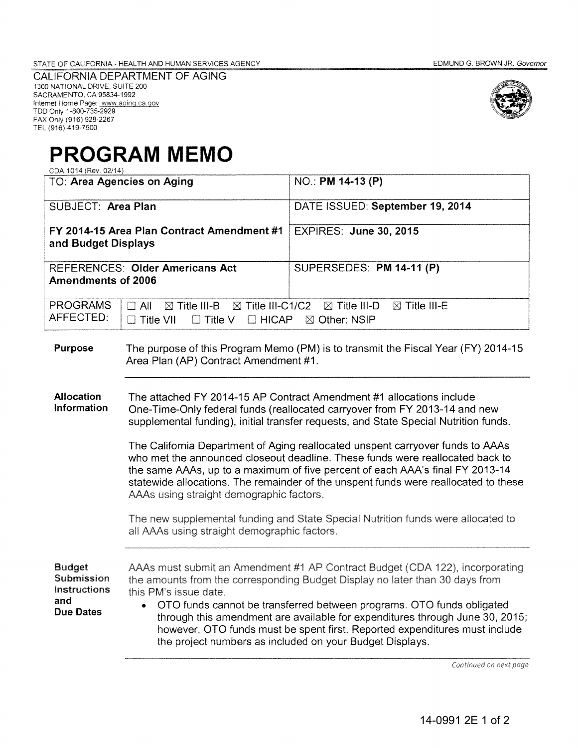STATE OF CALIFORNIA - HEALTH AND HUMAN SERVICES AGENCY

EDMUND G. BROWN JR. *Governor*

CALIFORNIA DEPARTMENT OF AGING
1300 NATIONAL DRIVE, SUITE 200
SACRAMENTO, CA 95834-1992
Internet Home Page: www.aging.ca.gov
TDD Only 1-800-735-2929
FAX Only (916) 928-2267
TEL (916) 419-7500

# PROGRAM MEMO

CDA 1014 (Rev. 02/14)

| TO: **Area Agencies on Aging** | NO.: **PM 14-13 (P)** |
|---|---|
| SUBJECT: **Area Plan** | DATE ISSUED: **September 19, 2014** |
| **FY 2014-15 Area Plan Contract Amendment #1 and Budget Displays** | EXPIRES: **June 30, 2015** |
| REFERENCES: **Older Americans Act Amendments of 2006** | SUPERSEDES: **PM 14-11 (P)** |
| PROGRAMS AFFECTED: | ☐ All ☒ Title III-B ☒ Title III-C1/C2 ☒ Title III-D ☒ Title III-E ☐ Title VII ☐ Title V ☐ HICAP ☒ Other: NSIP |

**Purpose**

The purpose of this Program Memo (PM) is to transmit the Fiscal Year (FY) 2014-15 Area Plan (AP) Contract Amendment #1.

**Allocation Information**

The attached FY 2014-15 AP Contract Amendment #1 allocations include One-Time-Only federal funds (reallocated carryover from FY 2013-14 and new supplemental funding), initial transfer requests, and State Special Nutrition funds.

The California Department of Aging reallocated unspent carryover funds to AAAs who met the announced closeout deadline. These funds were reallocated back to the same AAAs, up to a maximum of five percent of each AAA's final FY 2013-14 statewide allocations. The remainder of the unspent funds were reallocated to these AAAs using straight demographic factors.

The new supplemental funding and State Special Nutrition funds were allocated to all AAAs using straight demographic factors.

**Budget Submission Instructions and Due Dates**

AAAs must submit an Amendment #1 AP Contract Budget (CDA 122), incorporating the amounts from the corresponding Budget Display no later than 30 days from this PM's issue date.

- OTO funds cannot be transferred between programs. OTO funds obligated through this amendment are available for expenditures through June 30, 2015; however, OTO funds must be spent first. Reported expenditures must include the project numbers as included on your Budget Displays.

*Continued on next page*

14-0991 2E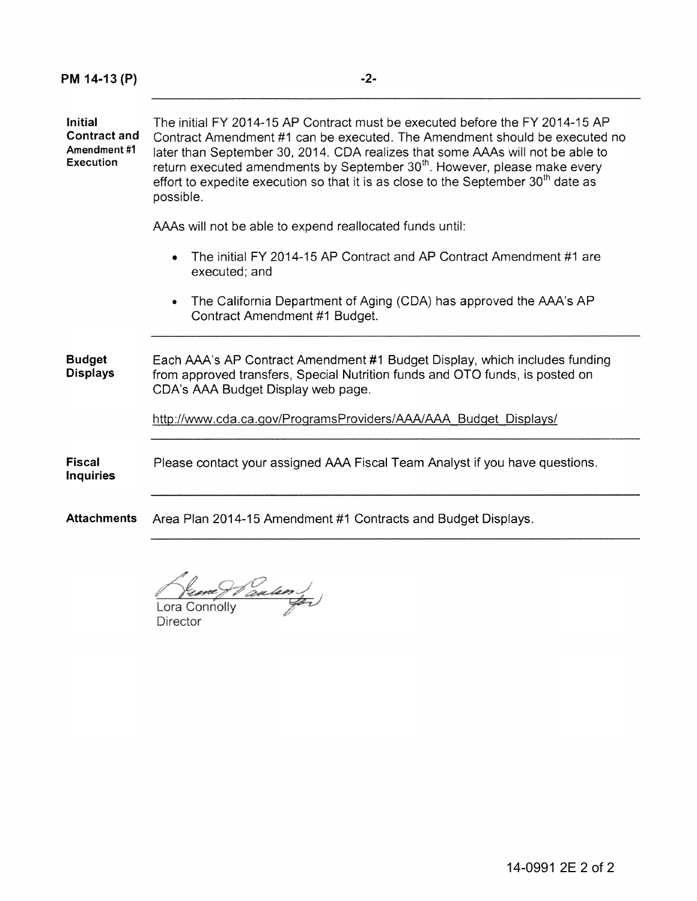**Initial Contract and Amendment #1 Execution**

The initial FY 2014-15 AP Contract must be executed before the FY 2014-15 AP Contract Amendment #1 can be executed. The Amendment should be executed no later than September 30, 2014. CDA realizes that some AAAs will not be able to return executed amendments by September 30th. However, please make every effort to expedite execution so that it is as close to the September 30th date as possible.

AAAs will not be able to expend reallocated funds until:

- The initial FY 2014-15 AP Contract and AP Contract Amendment #1 are executed; and
- The California Department of Aging (CDA) has approved the AAA's AP Contract Amendment #1 Budget.

**Budget Displays**

Each AAA's AP Contract Amendment #1 Budget Display, which includes funding from approved transfers, Special Nutrition funds and OTO funds, is posted on CDA's AAA Budget Display web page.

http://www.cda.ca.gov/ProgramsProviders/AAA/AAA_Budget_Displays/

**Fiscal Inquiries**

Please contact your assigned AAA Fiscal Team Analyst if you have questions.

**Attachments**

Area Plan 2014-15 Amendment #1 Contracts and Budget Displays.

Lora Connolly
Director

14-0991 2E 2 of 2